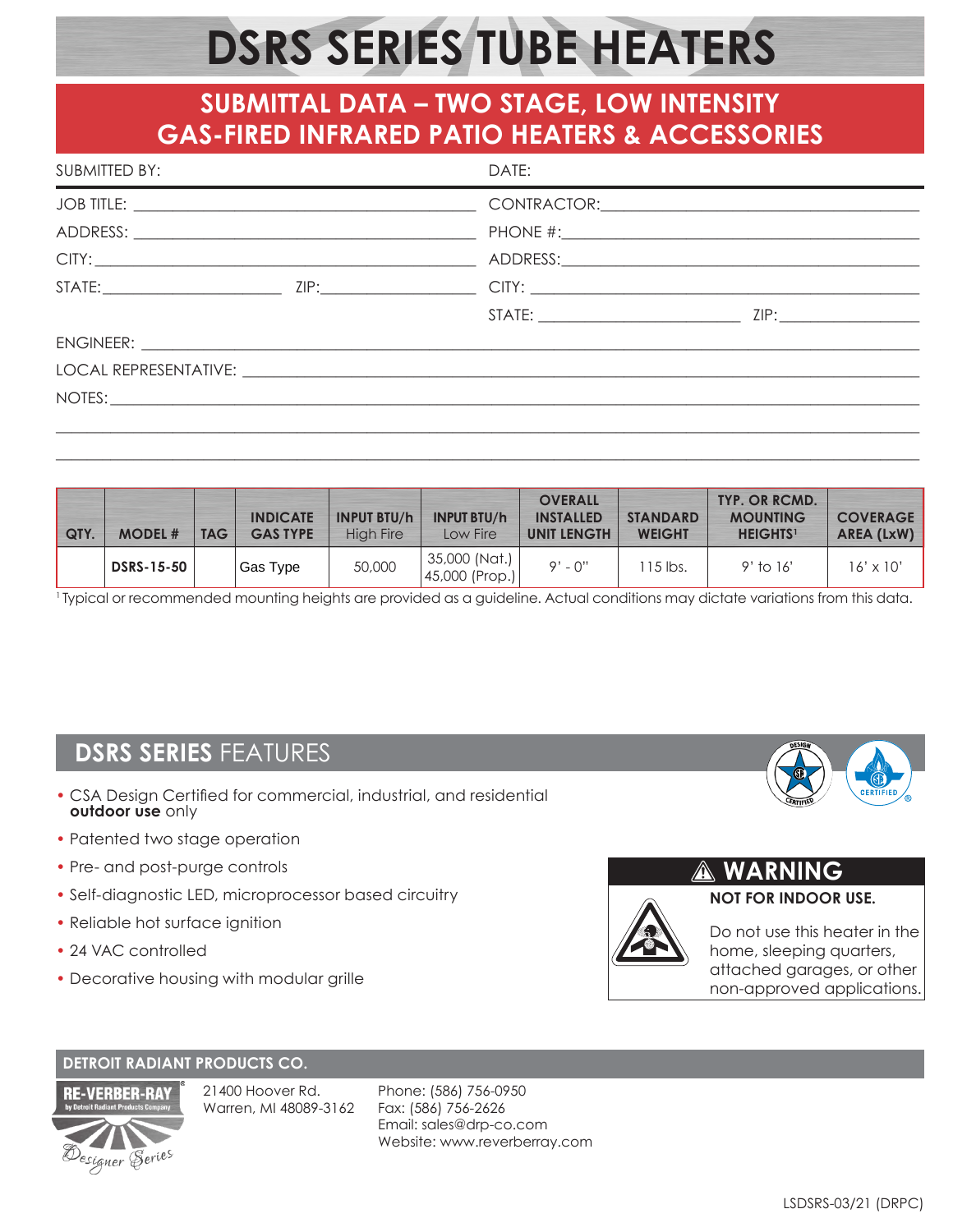# DSRS SERIES TUBE HEATERS

## SUBMITTAL DATA – TWO STAGE, LOW INTENSITY GAS-FIRED INFRARED PATIO HEATERS & ACCESSORIES

SUBMITTED BY: DATE:

JOB TITLE: ______________________ CONTRACTOR: ______________________

ADDRESS: ______________________ PHONE #: ______________________

CITY: ______________________ ADDRESS: ______________________

STATE: __________ ZIP: __________ CITY: ______________________

STATE: __________ ZIP: __________

ENGINEER: ______________________

LOCAL REPRESENTATIVE: ______________________

NOTES: ______________________

| QTY. | MODEL # | TAG | INDICATE GAS TYPE | INPUT BTU/h High Fire | INPUT BTU/h Low Fire | OVERALL INSTALLED UNIT LENGTH | STANDARD WEIGHT | TYP. OR RCMD. MOUNTING HEIGHTS[1] | COVERAGE AREA (LxW) |
|---|---|---|---|---|---|---|---|---|---|
| | **DSRS-15-50** | | Gas Type | 50,000 | 35,000 (Nat.) 45,000 (Prop.) | 9' - 0" | 115 lbs. | 9' to 16' | 16' x 10' |

[1] Typical or recommended mounting heights are provided as a guideline. Actual conditions may dictate variations from this data.

## DSRS SERIES FEATURES

- CSA Design Certified for commercial, industrial, and residential **outdoor use** only
- Patented two stage operation
- Pre- and post-purge controls
- Self-diagnostic LED, microprocessor based circuitry
- Reliable hot surface ignition
- 24 VAC controlled
- Decorative housing with modular grille

**⚠ WARNING**

**NOT FOR INDOOR USE.**

Do not use this heater in the home, sleeping quarters, attached garages, or other non-approved applications.

**DETROIT RADIANT PRODUCTS CO.**

RE-VERBER-RAY® by Detroit Radiant Products Company — Designer Series

21400 Hoover Rd.
Warren, MI 48089-3162

Phone: (586) 756-0950
Fax: (586) 756-2626
Email: sales@drp-co.com
Website: www.reverberray.com

LSDSRS-03/21 (DRPC)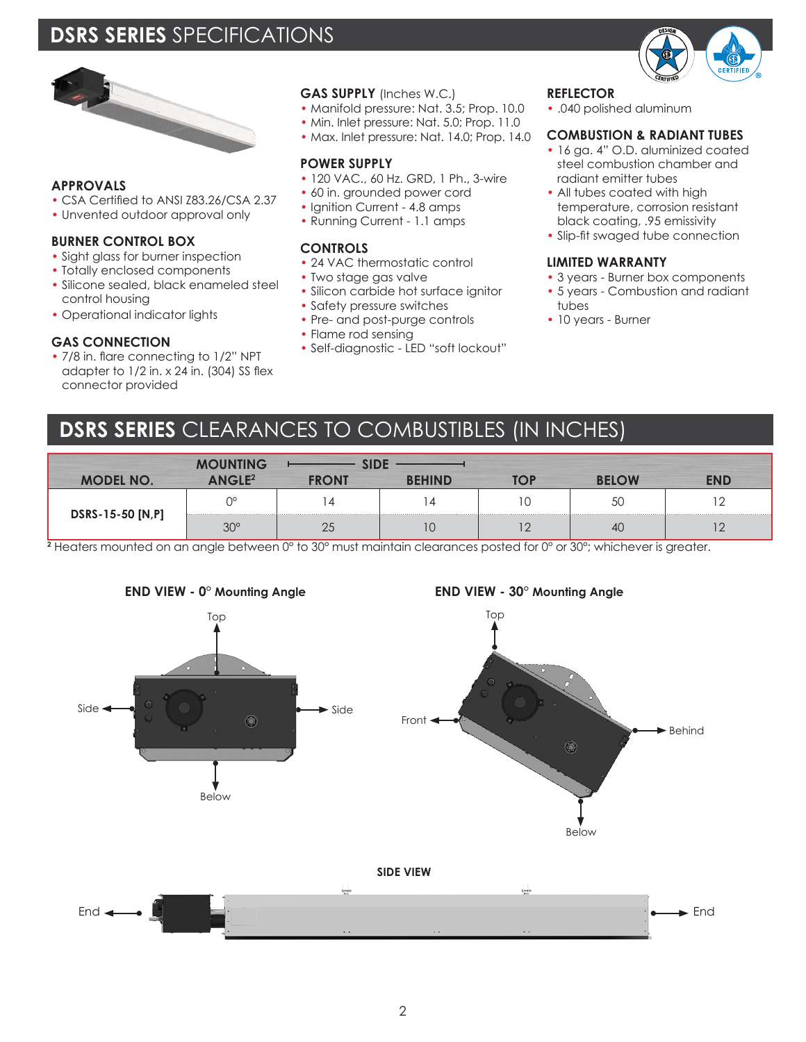# DSRS SERIES SPECIFICATIONS

### APPROVALS
- CSA Certified to ANSI Z83.26/CSA 2.37
- Unvented outdoor approval only

### BURNER CONTROL BOX
- Sight glass for burner inspection
- Totally enclosed components
- Silicone sealed, black enameled steel control housing
- Operational indicator lights

### GAS CONNECTION
- 7/8 in. flare connecting to 1/2" NPT adapter to 1/2 in. x 24 in. (304) SS flex connector provided

### GAS SUPPLY (Inches W.C.)
- Manifold pressure: Nat. 3.5; Prop. 10.0
- Min. Inlet pressure: Nat. 5.0; Prop. 11.0
- Max. Inlet pressure: Nat. 14.0; Prop. 14.0

### POWER SUPPLY
- 120 VAC., 60 Hz. GRD, 1 Ph., 3-wire
- 60 in. grounded power cord
- Ignition Current - 4.8 amps
- Running Current - 1.1 amps

### CONTROLS
- 24 VAC thermostatic control
- Two stage gas valve
- Silicon carbide hot surface ignitor
- Safety pressure switches
- Pre- and post-purge controls
- Flame rod sensing
- Self-diagnostic - LED "soft lockout"

### REFLECTOR
- .040 polished aluminum

### COMBUSTION & RADIANT TUBES
- 16 ga. 4" O.D. aluminized coated steel combustion chamber and radiant emitter tubes
- All tubes coated with high temperature, corrosion resistant black coating, .95 emissivity
- Slip-fit swaged tube connection

### LIMITED WARRANTY
- 3 years - Burner box components
- 5 years - Combustion and radiant tubes
- 10 years - Burner

# DSRS SERIES CLEARANCES TO COMBUSTIBLES (IN INCHES)

| MODEL NO. | MOUNTING ANGLE[2] | SIDE FRONT | SIDE BEHIND | TOP | BELOW | END |
|---|---|---|---|---|---|---|
| DSRS-15-50 [N,P] | 0° | 14 | 14 | 10 | 50 | 12 |
| | 30° | 25 | 10 | 12 | 40 | 12 |

[2] Heaters mounted on an angle between 0° to 30° must maintain clearances posted for 0° or 30°; whichever is greater.

**END VIEW - 0° Mounting Angle**

Top, Side, Side, Below

**END VIEW - 30° Mounting Angle**

Top, Front, Behind, Below

**SIDE VIEW**

End, End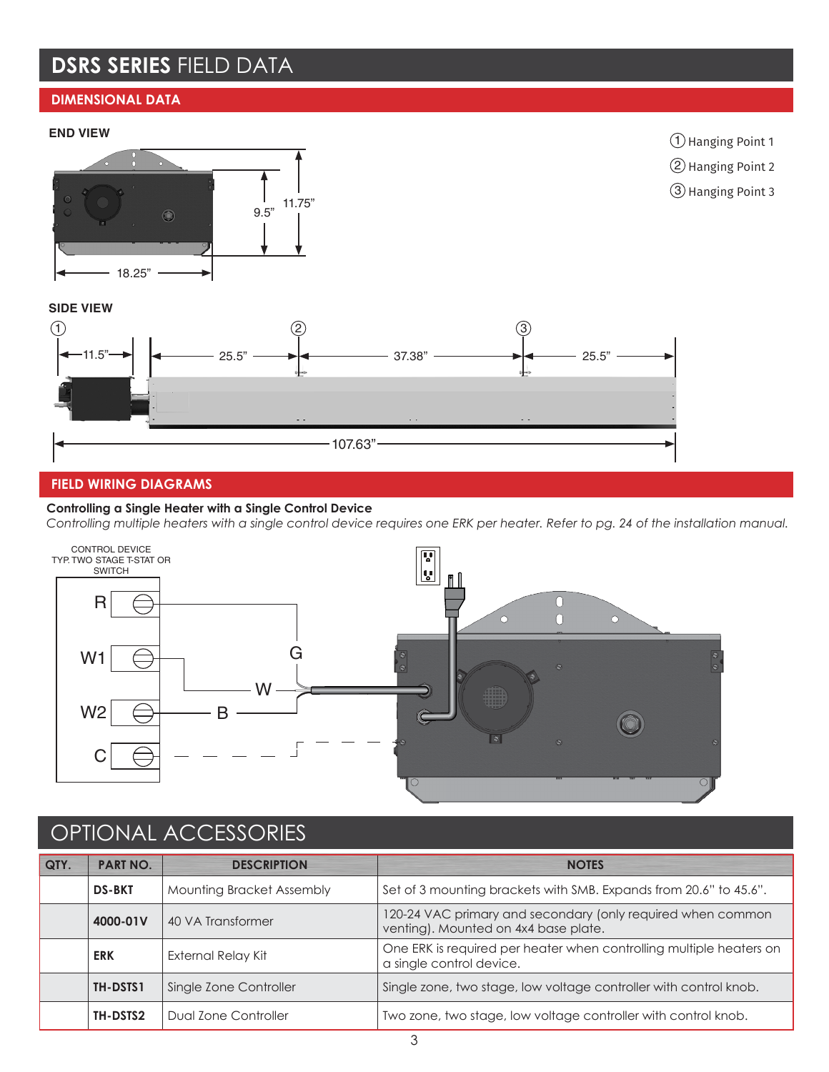# DSRS SERIES FIELD DATA

## DIMENSIONAL DATA

**END VIEW**

9.5"

11.75"

18.25"

① Hanging Point 1

② Hanging Point 2

③ Hanging Point 3

**SIDE VIEW**

① 11.5" ② 25.5" 37.38" ③ 25.5"

107.63"

## FIELD WIRING DIAGRAMS

**Controlling a Single Heater with a Single Control Device**

*Controlling multiple heaters with a single control device requires one ERK per heater. Refer to pg. 24 of the installation manual.*

CONTROL DEVICE
TYP. TWO STAGE T-STAT OR
SWITCH

R
W1
W2
C

G
W
B

# OPTIONAL ACCESSORIES

| QTY. | PART NO. | DESCRIPTION | NOTES |
|---|---|---|---|
| | **DS-BKT** | Mounting Bracket Assembly | Set of 3 mounting brackets with SMB. Expands from 20.6" to 45.6". |
| | **4000-01V** | 40 VA Transformer | 120-24 VAC primary and secondary (only required when common venting). Mounted on 4x4 base plate. |
| | **ERK** | External Relay Kit | One ERK is required per heater when controlling multiple heaters on a single control device. |
| | **TH-DSTS1** | Single Zone Controller | Single zone, two stage, low voltage controller with control knob. |
| | **TH-DSTS2** | Dual Zone Controller | Two zone, two stage, low voltage controller with control knob. |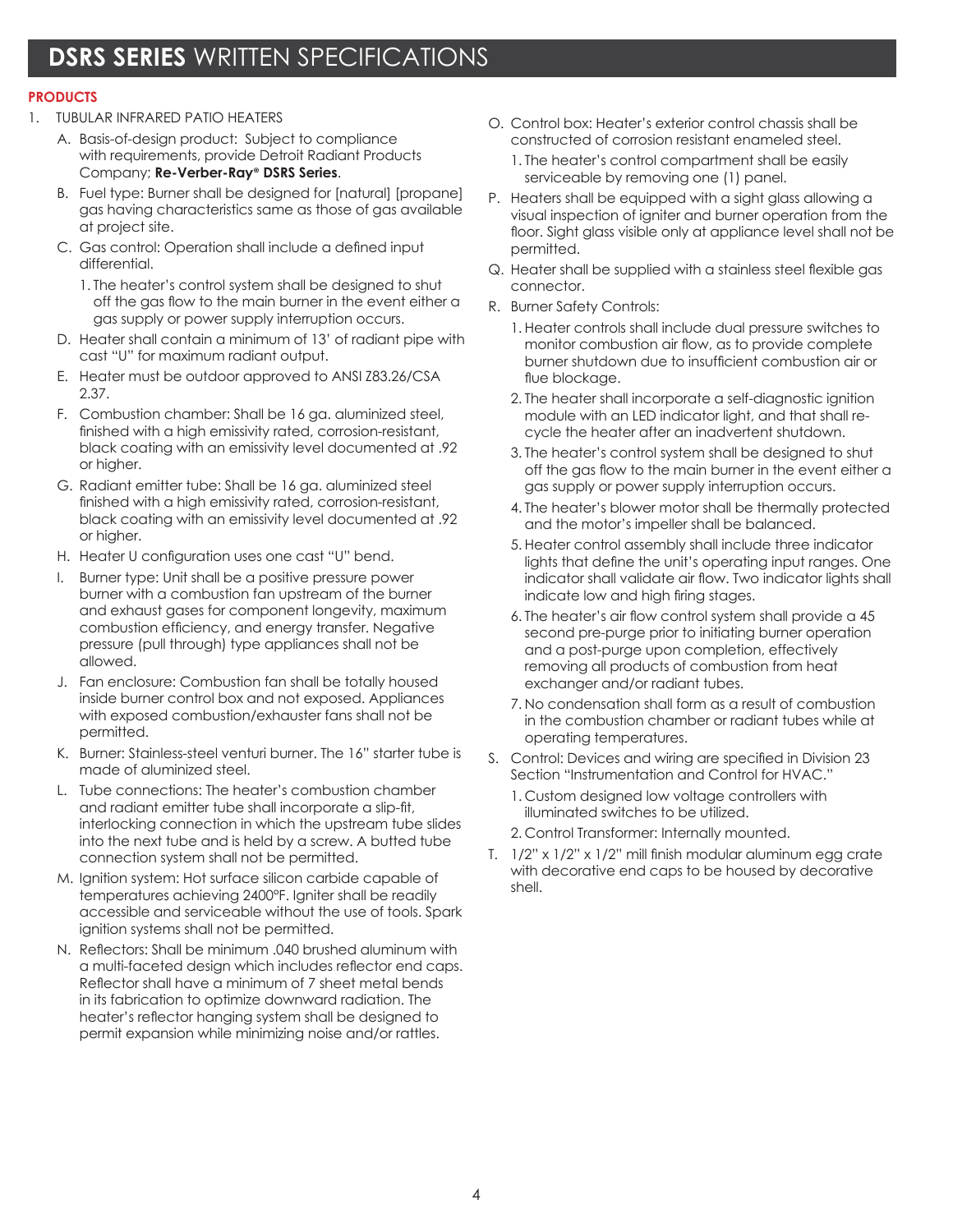# **DSRS SERIES** WRITTEN SPECIFICATIONS

## PRODUCTS

1. TUBULAR INFRARED PATIO HEATERS
   - A. Basis-of-design product: Subject to compliance with requirements, provide Detroit Radiant Products Company; **Re-Verber-Ray® DSRS Series**.
   - B. Fuel type: Burner shall be designed for [natural] [propane] gas having characteristics same as those of gas available at project site.
   - C. Gas control: Operation shall include a defined input differential.
     1. The heater's control system shall be designed to shut off the gas flow to the main burner in the event either a gas supply or power supply interruption occurs.
   - D. Heater shall contain a minimum of 13' of radiant pipe with cast "U" for maximum radiant output.
   - E. Heater must be outdoor approved to ANSI Z83.26/CSA 2.37.
   - F. Combustion chamber: Shall be 16 ga. aluminized steel, finished with a high emissivity rated, corrosion-resistant, black coating with an emissivity level documented at .92 or higher.
   - G. Radiant emitter tube: Shall be 16 ga. aluminized steel finished with a high emissivity rated, corrosion-resistant, black coating with an emissivity level documented at .92 or higher.
   - H. Heater U configuration uses one cast "U" bend.
   - I. Burner type: Unit shall be a positive pressure power burner with a combustion fan upstream of the burner and exhaust gases for component longevity, maximum combustion efficiency, and energy transfer. Negative pressure (pull through) type appliances shall not be allowed.
   - J. Fan enclosure: Combustion fan shall be totally housed inside burner control box and not exposed. Appliances with exposed combustion/exhauster fans shall not be permitted.
   - K. Burner: Stainless-steel venturi burner. The 16" starter tube is made of aluminized steel.
   - L. Tube connections: The heater's combustion chamber and radiant emitter tube shall incorporate a slip-fit, interlocking connection in which the upstream tube slides into the next tube and is held by a screw. A butted tube connection system shall not be permitted.
   - M. Ignition system: Hot surface silicon carbide capable of temperatures achieving 2400°F. Igniter shall be readily accessible and serviceable without the use of tools. Spark ignition systems shall not be permitted.
   - N. Reflectors: Shall be minimum .040 brushed aluminum with a multi-faceted design which includes reflector end caps. Reflector shall have a minimum of 7 sheet metal bends in its fabrication to optimize downward radiation. The heater's reflector hanging system shall be designed to permit expansion while minimizing noise and/or rattles.
   - O. Control box: Heater's exterior control chassis shall be constructed of corrosion resistant enameled steel.
     1. The heater's control compartment shall be easily serviceable by removing one (1) panel.
   - P. Heaters shall be equipped with a sight glass allowing a visual inspection of igniter and burner operation from the floor. Sight glass visible only at appliance level shall not be permitted.
   - Q. Heater shall be supplied with a stainless steel flexible gas connector.
   - R. Burner Safety Controls:
     1. Heater controls shall include dual pressure switches to monitor combustion air flow, as to provide complete burner shutdown due to insufficient combustion air or flue blockage.
     2. The heater shall incorporate a self-diagnostic ignition module with an LED indicator light, and that shall re-cycle the heater after an inadvertent shutdown.
     3. The heater's control system shall be designed to shut off the gas flow to the main burner in the event either a gas supply or power supply interruption occurs.
     4. The heater's blower motor shall be thermally protected and the motor's impeller shall be balanced.
     5. Heater control assembly shall include three indicator lights that define the unit's operating input ranges. One indicator shall validate air flow. Two indicator lights shall indicate low and high firing stages.
     6. The heater's air flow control system shall provide a 45 second pre-purge prior to initiating burner operation and a post-purge upon completion, effectively removing all products of combustion from heat exchanger and/or radiant tubes.
     7. No condensation shall form as a result of combustion in the combustion chamber or radiant tubes while at operating temperatures.
   - S. Control: Devices and wiring are specified in Division 23 Section "Instrumentation and Control for HVAC."
     1. Custom designed low voltage controllers with illuminated switches to be utilized.
     2. Control Transformer: Internally mounted.
   - T. 1/2" x 1/2" x 1/2" mill finish modular aluminum egg crate with decorative end caps to be housed by decorative shell.